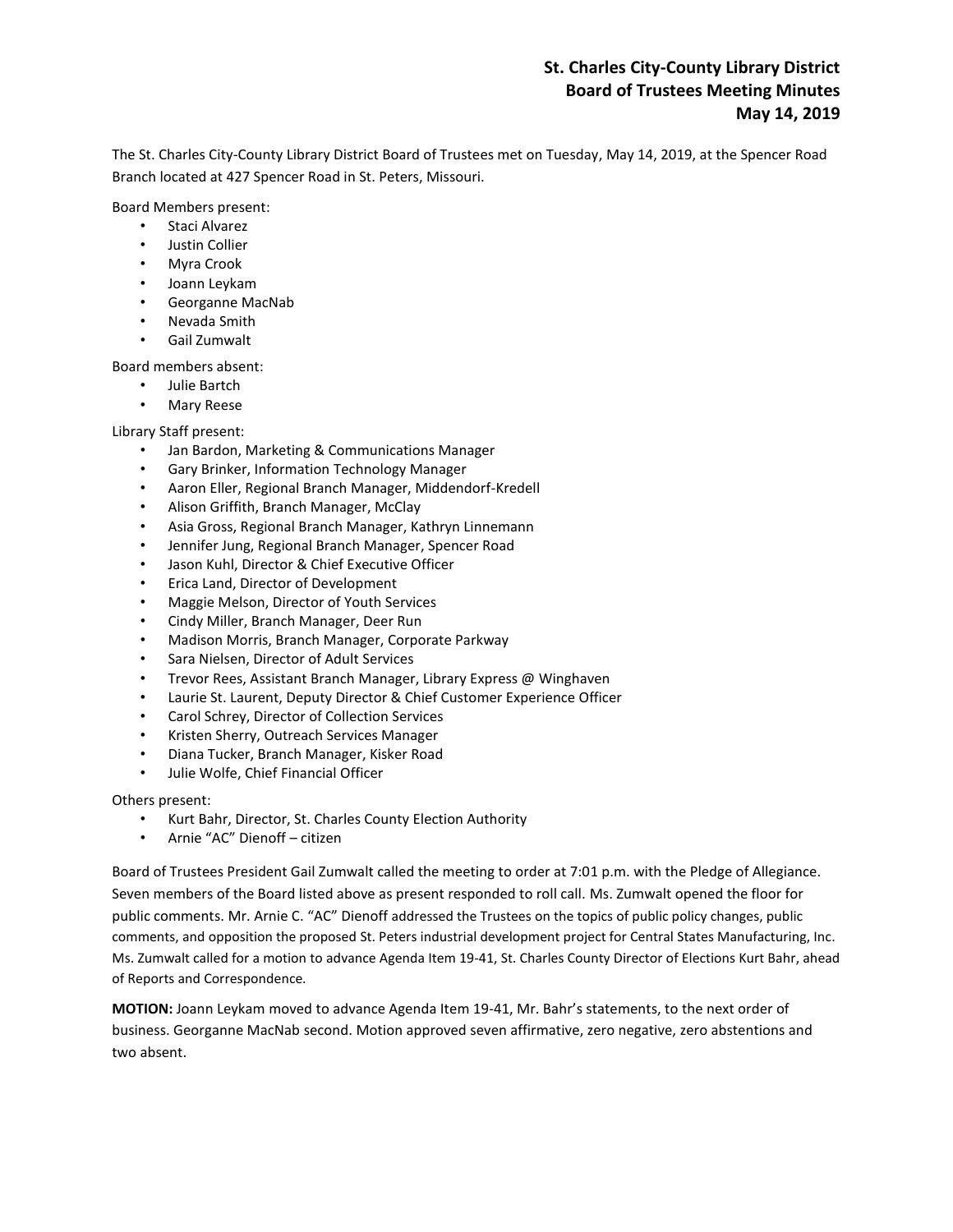# St. Charles City-County Library District
## Board of Trustees Meeting Minutes
## May 14, 2019

The St. Charles City-County Library District Board of Trustees met on Tuesday, May 14, 2019, at the Spencer Road Branch located at 427 Spencer Road in St. Peters, Missouri.

Board Members present:

- Staci Alvarez
- Justin Collier
- Myra Crook
- Joann Leykam
- Georganne MacNab
- Nevada Smith
- Gail Zumwalt

Board members absent:

- Julie Bartch
- Mary Reese

Library Staff present:

- Jan Bardon, Marketing & Communications Manager
- Gary Brinker, Information Technology Manager
- Aaron Eller, Regional Branch Manager, Middendorf-Kredell
- Alison Griffith, Branch Manager, McClay
- Asia Gross, Regional Branch Manager, Kathryn Linnemann
- Jennifer Jung, Regional Branch Manager, Spencer Road
- Jason Kuhl, Director & Chief Executive Officer
- Erica Land, Director of Development
- Maggie Melson, Director of Youth Services
- Cindy Miller, Branch Manager, Deer Run
- Madison Morris, Branch Manager, Corporate Parkway
- Sara Nielsen, Director of Adult Services
- Trevor Rees, Assistant Branch Manager, Library Express @ Winghaven
- Laurie St. Laurent, Deputy Director & Chief Customer Experience Officer
- Carol Schrey, Director of Collection Services
- Kristen Sherry, Outreach Services Manager
- Diana Tucker, Branch Manager, Kisker Road
- Julie Wolfe, Chief Financial Officer

Others present:

- Kurt Bahr, Director, St. Charles County Election Authority
- Arnie "AC" Dienoff – citizen

Board of Trustees President Gail Zumwalt called the meeting to order at 7:01 p.m. with the Pledge of Allegiance. Seven members of the Board listed above as present responded to roll call. Ms. Zumwalt opened the floor for public comments. Mr. Arnie C. "AC" Dienoff addressed the Trustees on the topics of public policy changes, public comments, and opposition the proposed St. Peters industrial development project for Central States Manufacturing, Inc. Ms. Zumwalt called for a motion to advance Agenda Item 19-41, St. Charles County Director of Elections Kurt Bahr, ahead of Reports and Correspondence.

**MOTION:** Joann Leykam moved to advance Agenda Item 19-41, Mr. Bahr's statements, to the next order of business. Georganne MacNab second. Motion approved seven affirmative, zero negative, zero abstentions and two absent.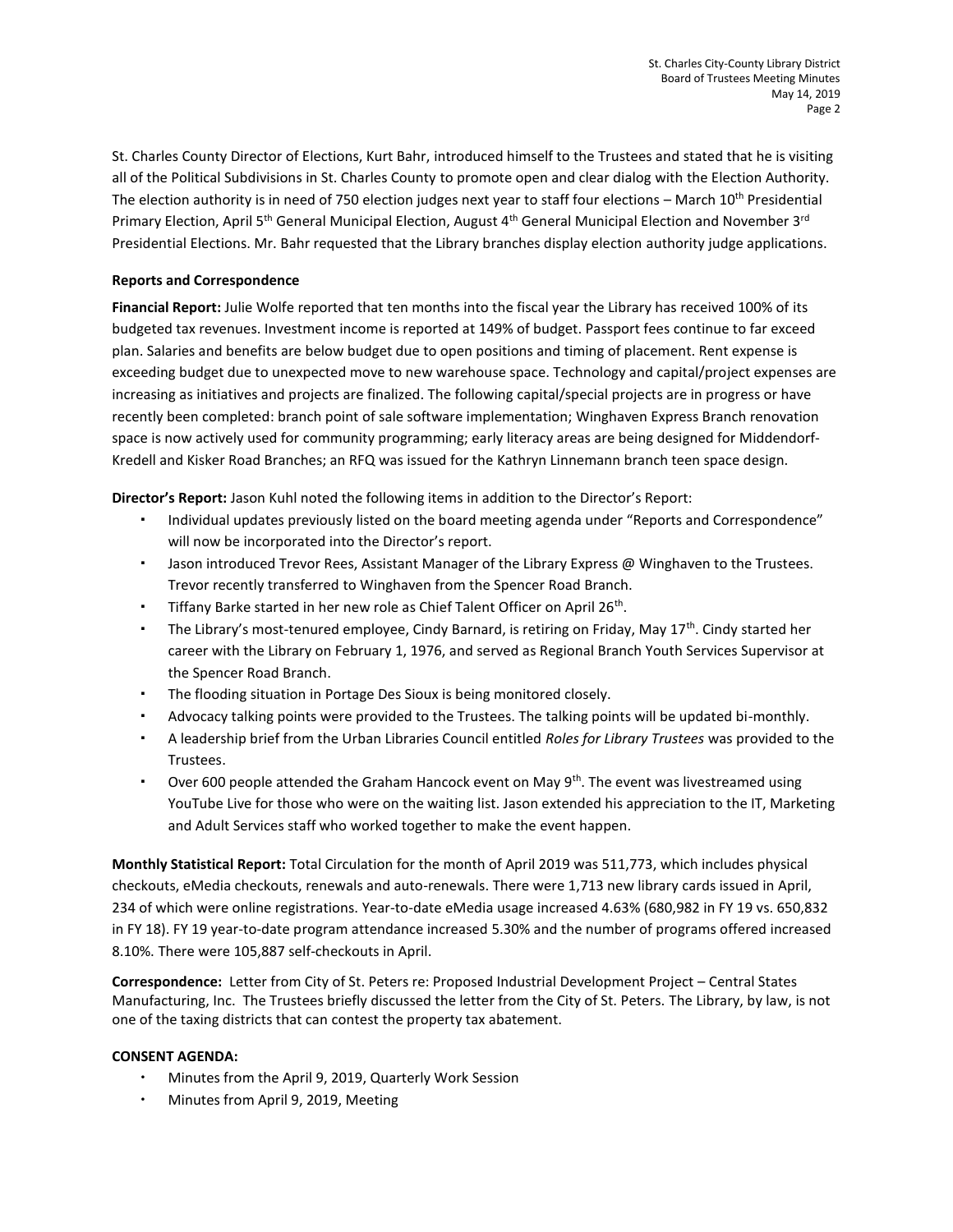St. Charles County Director of Elections, Kurt Bahr, introduced himself to the Trustees and stated that he is visiting all of the Political Subdivisions in St. Charles County to promote open and clear dialog with the Election Authority. The election authority is in need of 750 election judges next year to staff four elections – March 10th Presidential Primary Election, April 5th General Municipal Election, August 4th General Municipal Election and November 3rd Presidential Elections. Mr. Bahr requested that the Library branches display election authority judge applications.

**Reports and Correspondence**

**Financial Report:** Julie Wolfe reported that ten months into the fiscal year the Library has received 100% of its budgeted tax revenues. Investment income is reported at 149% of budget. Passport fees continue to far exceed plan. Salaries and benefits are below budget due to open positions and timing of placement. Rent expense is exceeding budget due to unexpected move to new warehouse space. Technology and capital/project expenses are increasing as initiatives and projects are finalized. The following capital/special projects are in progress or have recently been completed: branch point of sale software implementation; Winghaven Express Branch renovation space is now actively used for community programming; early literacy areas are being designed for Middendorf-Kredell and Kisker Road Branches; an RFQ was issued for the Kathryn Linnemann branch teen space design.

**Director's Report:** Jason Kuhl noted the following items in addition to the Director's Report:

- Individual updates previously listed on the board meeting agenda under "Reports and Correspondence" will now be incorporated into the Director's report.
- Jason introduced Trevor Rees, Assistant Manager of the Library Express @ Winghaven to the Trustees. Trevor recently transferred to Winghaven from the Spencer Road Branch.
- Tiffany Barke started in her new role as Chief Talent Officer on April 26th.
- The Library's most-tenured employee, Cindy Barnard, is retiring on Friday, May 17th. Cindy started her career with the Library on February 1, 1976, and served as Regional Branch Youth Services Supervisor at the Spencer Road Branch.
- The flooding situation in Portage Des Sioux is being monitored closely.
- Advocacy talking points were provided to the Trustees. The talking points will be updated bi-monthly.
- A leadership brief from the Urban Libraries Council entitled *Roles for Library Trustees* was provided to the Trustees.
- Over 600 people attended the Graham Hancock event on May 9th. The event was livestreamed using YouTube Live for those who were on the waiting list. Jason extended his appreciation to the IT, Marketing and Adult Services staff who worked together to make the event happen.

**Monthly Statistical Report:** Total Circulation for the month of April 2019 was 511,773, which includes physical checkouts, eMedia checkouts, renewals and auto-renewals. There were 1,713 new library cards issued in April, 234 of which were online registrations. Year-to-date eMedia usage increased 4.63% (680,982 in FY 19 vs. 650,832 in FY 18). FY 19 year-to-date program attendance increased 5.30% and the number of programs offered increased 8.10%. There were 105,887 self-checkouts in April.

**Correspondence:** Letter from City of St. Peters re: Proposed Industrial Development Project – Central States Manufacturing, Inc. The Trustees briefly discussed the letter from the City of St. Peters. The Library, by law, is not one of the taxing districts that can contest the property tax abatement.

**CONSENT AGENDA:**

- Minutes from the April 9, 2019, Quarterly Work Session
- Minutes from April 9, 2019, Meeting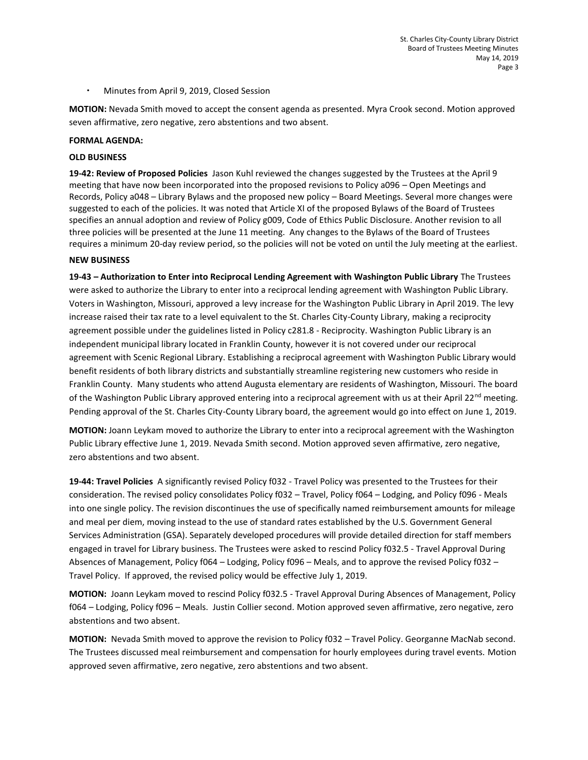- Minutes from April 9, 2019, Closed Session

**MOTION:** Nevada Smith moved to accept the consent agenda as presented. Myra Crook second. Motion approved seven affirmative, zero negative, zero abstentions and two absent.

**FORMAL AGENDA:**

**OLD BUSINESS**

**19-42: Review of Proposed Policies** Jason Kuhl reviewed the changes suggested by the Trustees at the April 9 meeting that have now been incorporated into the proposed revisions to Policy a096 – Open Meetings and Records, Policy a048 – Library Bylaws and the proposed new policy – Board Meetings. Several more changes were suggested to each of the policies. It was noted that Article XI of the proposed Bylaws of the Board of Trustees specifies an annual adoption and review of Policy g009, Code of Ethics Public Disclosure. Another revision to all three policies will be presented at the June 11 meeting. Any changes to the Bylaws of the Board of Trustees requires a minimum 20-day review period, so the policies will not be voted on until the July meeting at the earliest.

**NEW BUSINESS**

**19-43 – Authorization to Enter into Reciprocal Lending Agreement with Washington Public Library** The Trustees were asked to authorize the Library to enter into a reciprocal lending agreement with Washington Public Library. Voters in Washington, Missouri, approved a levy increase for the Washington Public Library in April 2019. The levy increase raised their tax rate to a level equivalent to the St. Charles City-County Library, making a reciprocity agreement possible under the guidelines listed in Policy c281.8 - Reciprocity. Washington Public Library is an independent municipal library located in Franklin County, however it is not covered under our reciprocal agreement with Scenic Regional Library. Establishing a reciprocal agreement with Washington Public Library would benefit residents of both library districts and substantially streamline registering new customers who reside in Franklin County. Many students who attend Augusta elementary are residents of Washington, Missouri. The board of the Washington Public Library approved entering into a reciprocal agreement with us at their April 22nd meeting. Pending approval of the St. Charles City-County Library board, the agreement would go into effect on June 1, 2019.

**MOTION:** Joann Leykam moved to authorize the Library to enter into a reciprocal agreement with the Washington Public Library effective June 1, 2019. Nevada Smith second. Motion approved seven affirmative, zero negative, zero abstentions and two absent.

**19-44: Travel Policies** A significantly revised Policy f032 - Travel Policy was presented to the Trustees for their consideration. The revised policy consolidates Policy f032 – Travel, Policy f064 – Lodging, and Policy f096 - Meals into one single policy. The revision discontinues the use of specifically named reimbursement amounts for mileage and meal per diem, moving instead to the use of standard rates established by the U.S. Government General Services Administration (GSA). Separately developed procedures will provide detailed direction for staff members engaged in travel for Library business. The Trustees were asked to rescind Policy f032.5 - Travel Approval During Absences of Management, Policy f064 – Lodging, Policy f096 – Meals, and to approve the revised Policy f032 – Travel Policy. If approved, the revised policy would be effective July 1, 2019.

**MOTION:** Joann Leykam moved to rescind Policy f032.5 - Travel Approval During Absences of Management, Policy f064 – Lodging, Policy f096 – Meals. Justin Collier second. Motion approved seven affirmative, zero negative, zero abstentions and two absent.

**MOTION:** Nevada Smith moved to approve the revision to Policy f032 – Travel Policy. Georganne MacNab second. The Trustees discussed meal reimbursement and compensation for hourly employees during travel events. Motion approved seven affirmative, zero negative, zero abstentions and two absent.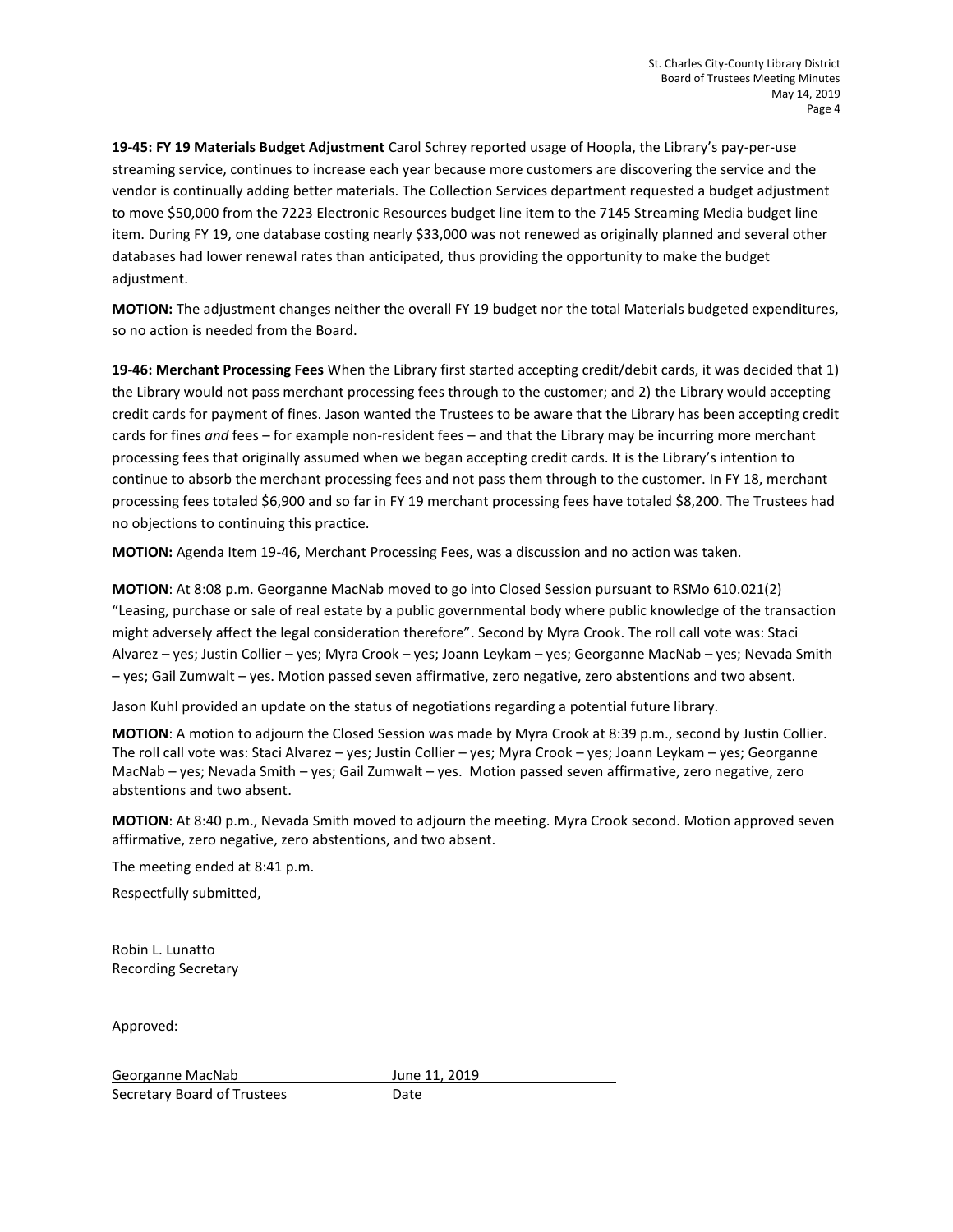**19-45: FY 19 Materials Budget Adjustment** Carol Schrey reported usage of Hoopla, the Library's pay-per-use streaming service, continues to increase each year because more customers are discovering the service and the vendor is continually adding better materials. The Collection Services department requested a budget adjustment to move $50,000 from the 7223 Electronic Resources budget line item to the 7145 Streaming Media budget line item. During FY 19, one database costing nearly $33,000 was not renewed as originally planned and several other databases had lower renewal rates than anticipated, thus providing the opportunity to make the budget adjustment.

**MOTION:** The adjustment changes neither the overall FY 19 budget nor the total Materials budgeted expenditures, so no action is needed from the Board.

**19-46: Merchant Processing Fees** When the Library first started accepting credit/debit cards, it was decided that 1) the Library would not pass merchant processing fees through to the customer; and 2) the Library would accepting credit cards for payment of fines. Jason wanted the Trustees to be aware that the Library has been accepting credit cards for fines *and* fees – for example non-resident fees – and that the Library may be incurring more merchant processing fees that originally assumed when we began accepting credit cards. It is the Library's intention to continue to absorb the merchant processing fees and not pass them through to the customer. In FY 18, merchant processing fees totaled $6,900 and so far in FY 19 merchant processing fees have totaled $8,200. The Trustees had no objections to continuing this practice.

**MOTION:** Agenda Item 19-46, Merchant Processing Fees, was a discussion and no action was taken.

**MOTION**: At 8:08 p.m. Georganne MacNab moved to go into Closed Session pursuant to RSMo 610.021(2) "Leasing, purchase or sale of real estate by a public governmental body where public knowledge of the transaction might adversely affect the legal consideration therefore". Second by Myra Crook. The roll call vote was: Staci Alvarez – yes; Justin Collier – yes; Myra Crook – yes; Joann Leykam – yes; Georganne MacNab – yes; Nevada Smith – yes; Gail Zumwalt – yes. Motion passed seven affirmative, zero negative, zero abstentions and two absent.

Jason Kuhl provided an update on the status of negotiations regarding a potential future library.

**MOTION**: A motion to adjourn the Closed Session was made by Myra Crook at 8:39 p.m., second by Justin Collier. The roll call vote was: Staci Alvarez – yes; Justin Collier – yes; Myra Crook – yes; Joann Leykam – yes; Georganne MacNab – yes; Nevada Smith – yes; Gail Zumwalt – yes. Motion passed seven affirmative, zero negative, zero abstentions and two absent.

**MOTION**: At 8:40 p.m., Nevada Smith moved to adjourn the meeting. Myra Crook second. Motion approved seven affirmative, zero negative, zero abstentions, and two absent.

The meeting ended at 8:41 p.m.

Respectfully submitted,

Robin L. Lunatto
Recording Secretary

Approved:

Georganne MacNab — June 11, 2019
Secretary Board of Trustees — Date